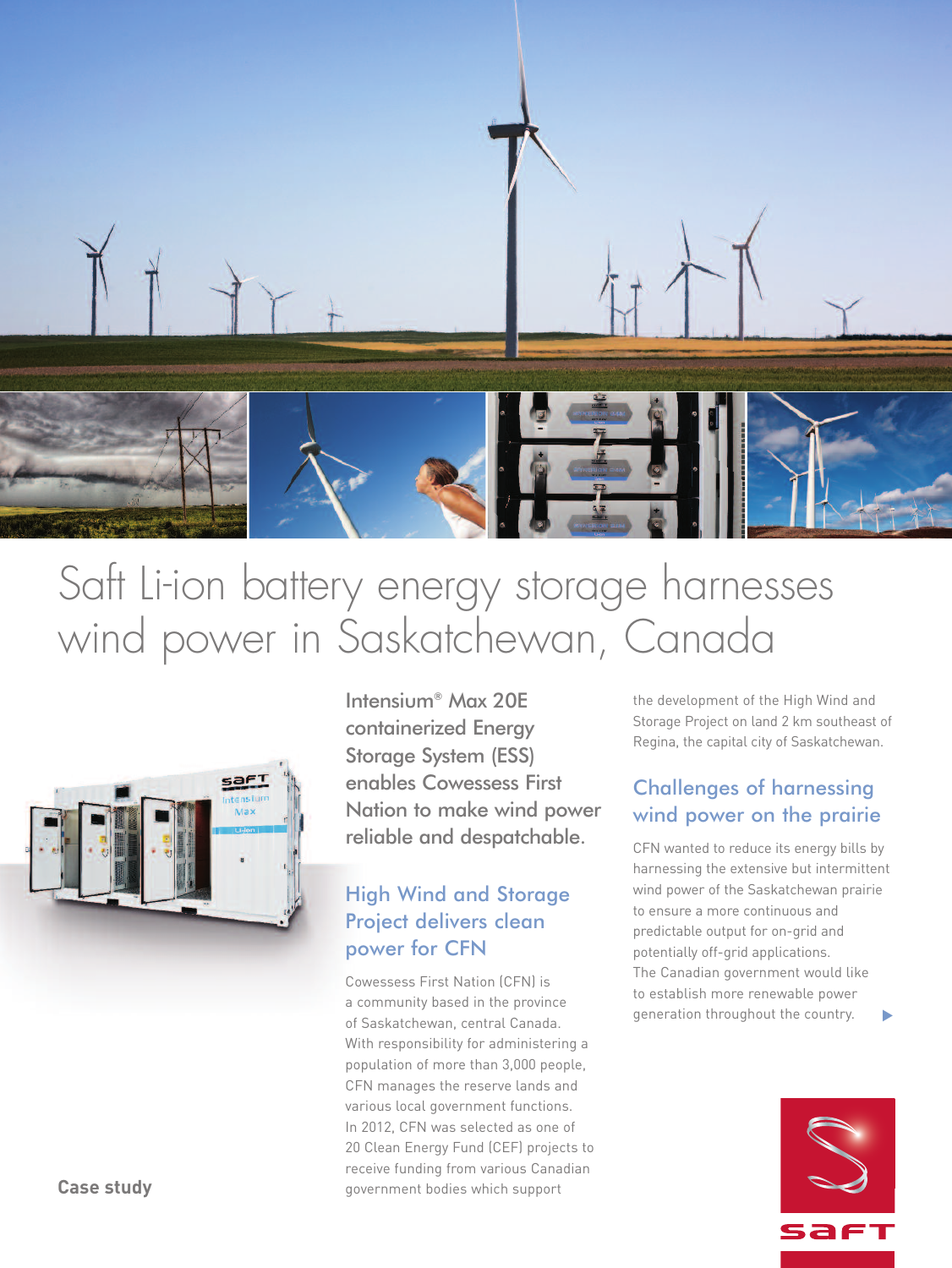# Saft Li-ion battery energy storage harnesses wind power in Saskatchewan, Canada

Intensium® Max 20E containerized Energy Storage System (ESS) enables Cowessess First Nation to make wind power reliable and despatchable.

## High Wind and Storage Project delivers clean power for CFN

Cowessess First Nation (CFN) is a community based in the province of Saskatchewan, central Canada. With responsibility for administering a population of more than 3,000 people, CFN manages the reserve lands and various local government functions. In 2012, CFN was selected as one of 20 Clean Energy Fund (CEF) projects to receive funding from various Canadian government bodies which support the development of the High Wind and Storage Project on land 2 km southeast of Regina, the capital city of Saskatchewan.

## Challenges of harnessing wind power on the prairie

CFN wanted to reduce its energy bills by harnessing the extensive but intermittent wind power of the Saskatchewan prairie to ensure a more continuous and predictable output for on-grid and potentially off-grid applications. The Canadian government would like to establish more renewable power generation throughout the country.

Case study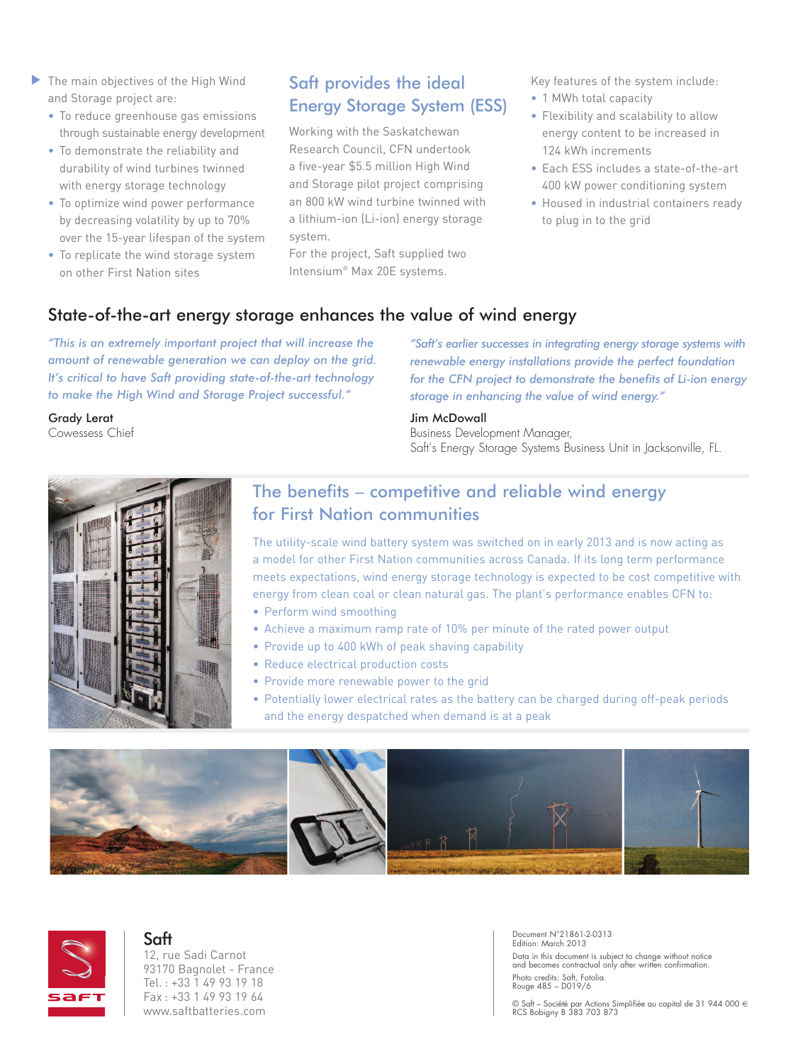The main objectives of the High Wind and Storage project are:

- To reduce greenhouse gas emissions through sustainable energy development
- To demonstrate the reliability and durability of wind turbines twinned with energy storage technology
- To optimize wind power performance by decreasing volatility by up to 70% over the 15-year lifespan of the system
- To replicate the wind storage system on other First Nation sites

## Saft provides the ideal Energy Storage System (ESS)

Working with the Saskatchewan Research Council, CFN undertook a five-year $5.5 million High Wind and Storage pilot project comprising an 800 kW wind turbine twinned with a lithium-ion (Li-ion) energy storage system.

For the project, Saft supplied two Intensium® Max 20E systems.

Key features of the system include:

- 1 MWh total capacity
- Flexibility and scalability to allow energy content to be increased in 124 kWh increments
- Each ESS includes a state-of-the-art 400 kW power conditioning system
- Housed in industrial containers ready to plug in to the grid

## State-of-the-art energy storage enhances the value of wind energy

*"This is an extremely important project that will increase the amount of renewable generation we can deploy on the grid. It's critical to have Saft providing state-of-the-art technology to make the High Wind and Storage Project successful."*

Grady Lerat
Cowessess Chief

*"Saft's earlier successes in integrating energy storage systems with renewable energy installations provide the perfect foundation for the CFN project to demonstrate the benefits of Li-ion energy storage in enhancing the value of wind energy."*

Jim McDowall
Business Development Manager,
Saft's Energy Storage Systems Business Unit in Jacksonville, FL.

## The benefits – competitive and reliable wind energy for First Nation communities

The utility-scale wind battery system was switched on in early 2013 and is now acting as a model for other First Nation communities across Canada. If its long term performance meets expectations, wind energy storage technology is expected to be cost competitive with energy from clean coal or clean natural gas. The plant's performance enables CFN to:

- Perform wind smoothing
- Achieve a maximum ramp rate of 10% per minute of the rated power output
- Provide up to 400 kWh of peak shaving capability
- Reduce electrical production costs
- Provide more renewable power to the grid
- Potentially lower electrical rates as the battery can be charged during off-peak periods and the energy despatched when demand is at a peak

**Saft**
12, rue Sadi Carnot
93170 Bagnolet - France
Tel. : +33 1 49 93 19 18
Fax : +33 1 49 93 19 64
www.saftbatteries.com

Document N°21861-2-0313
Edition: March 2013

Data in this document is subject to change without notice and becomes contractual only after written confirmation.

Photo credits: Saft, Fotolia.
Rouge 485 – D019/6

© Saft – Société par Actions Simplifiée au capital de 31 944 000 €
RCS Bobigny B 383 703 873